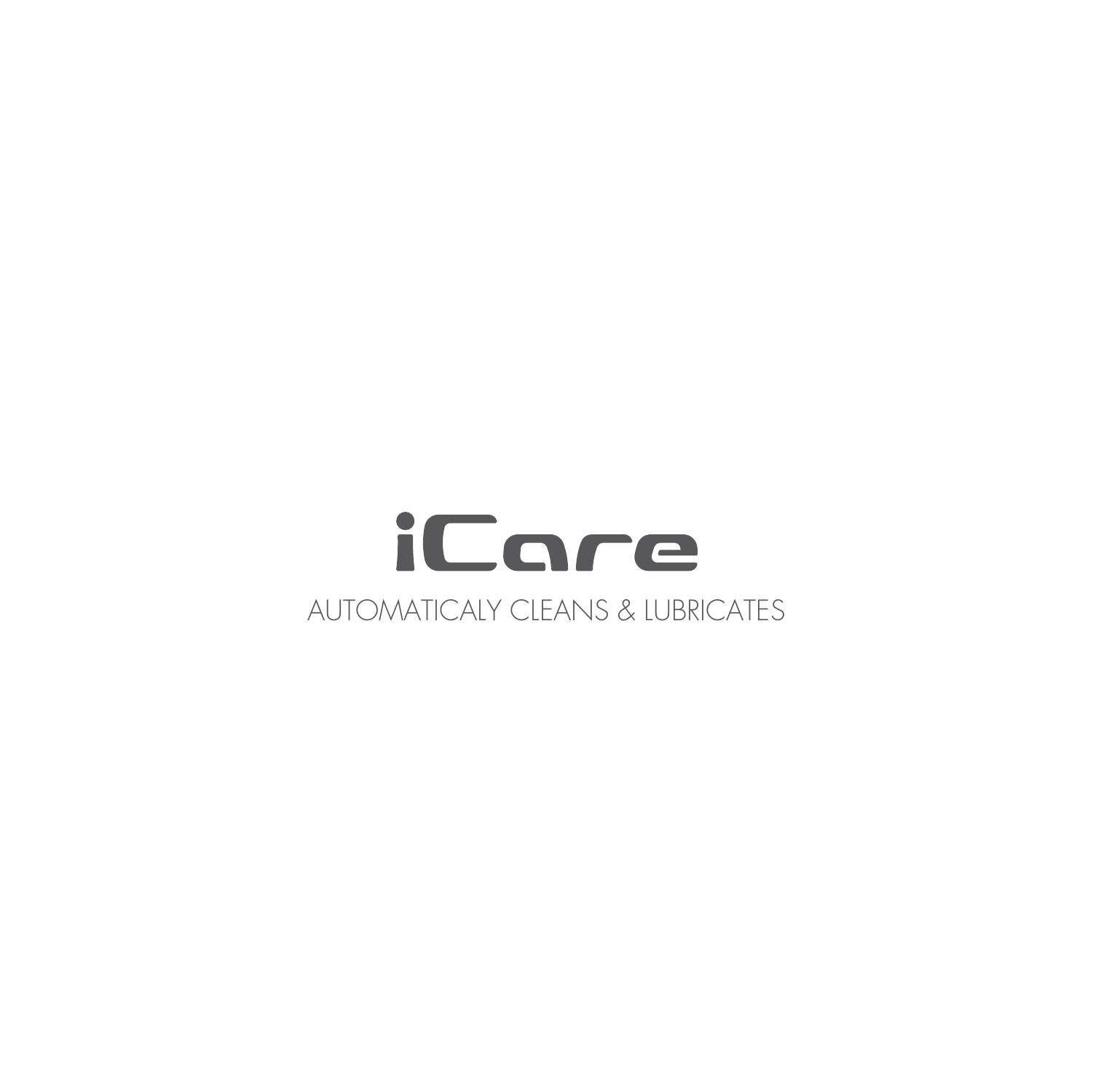# iCare

AUTOMATICALY CLEANS & LUBRICATES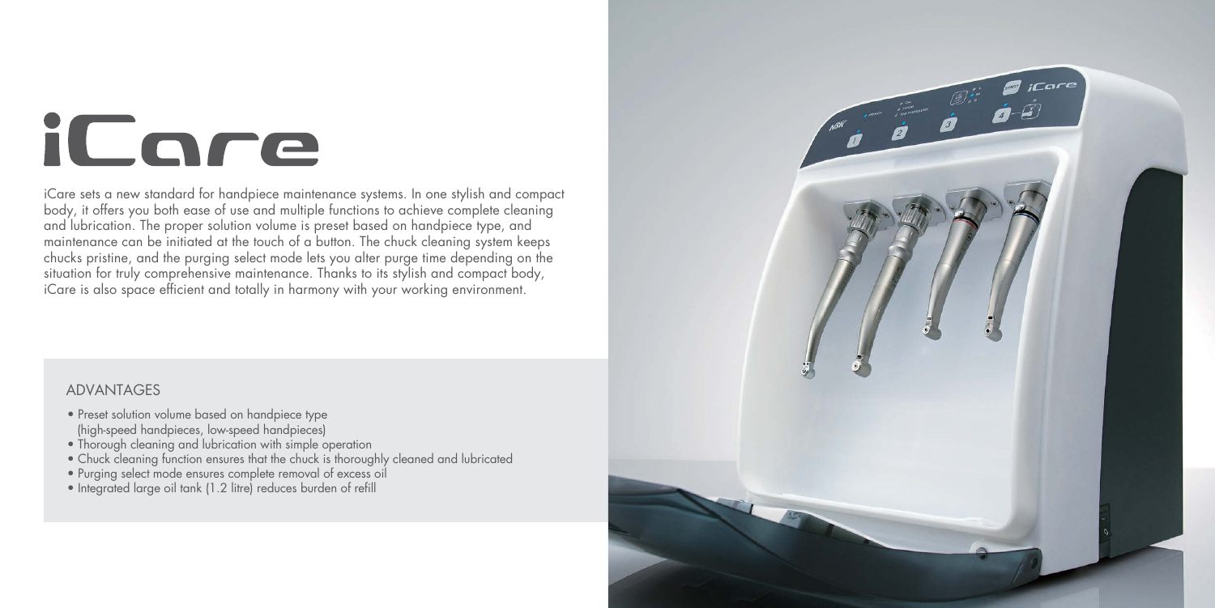# iCare

iCare sets a new standard for handpiece maintenance systems. In one stylish and compact body, it offers you both ease of use and multiple functions to achieve complete cleaning and lubrication. The proper solution volume is preset based on handpiece type, and maintenance can be initiated at the touch of a button. The chuck cleaning system keeps chucks pristine, and the purging select mode lets you alter purge time depending on the situation for truly comprehensive maintenance. Thanks to its stylish and compact body, iCare is also space efficient and totally in harmony with your working environment.

## ADVANTAGES

- Preset solution volume based on handpiece type (high-speed handpieces, low-speed handpieces)
- Thorough cleaning and lubrication with simple operation
- Chuck cleaning function ensures that the chuck is thoroughly cleaned and lubricated
- Purging select mode ensures complete removal of excess oil
- Integrated large oil tank (1.2 litre) reduces burden of refill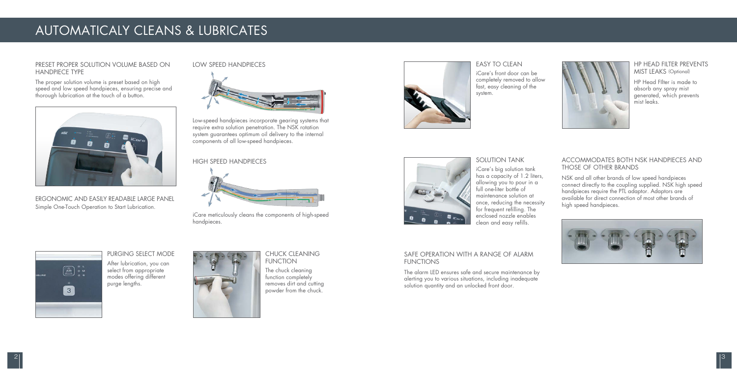# AUTOMATICALY CLEANS & LUBRICATES

## PRESET PROPER SOLUTION VOLUME BASED ON HANDPIECE TYPE

The proper solution volume is preset based on high speed and low speed handpieces, ensuring precise and thorough lubrication at the touch of a button.

## ERGONOMIC AND EASILY READABLE LARGE PANEL

Simple One-Touch Operation to Start Lubrication.

## LOW SPEED HANDPIECES

Low-speed handpieces incorporate gearing systems that require extra solution penetration. The NSK rotation system guarantees optimum oil delivery to the internal components of all low-speed handpieces.

## HIGH SPEED HANDPIECES

iCare meticulously cleans the components of high-speed handpieces.

## PURGING SELECT MODE

After lubrication, you can select from appropriate modes offering different purge lengths.

## CHUCK CLEANING FUNCTION

The chuck cleaning function completely removes dirt and cutting powder from the chuck.

## EASY TO CLEAN

iCare's front door can be completely removed to allow fast, easy cleaning of the system.

## SOLUTION TANK

iCare's big solution tank has a capacity of 1.2 liters, allowing you to pour in a full one-liter bottle of maintenance solution at once, reducing the necessity for frequent refilling. The enclosed nozzle enables clean and easy refills.

## SAFE OPERATION WITH A RANGE OF ALARM FUNCTIONS

The alarm LED ensures safe and secure maintenance by alerting you to various situations, including inadequate solution quantity and an unlocked front door.

## HP HEAD FILTER PREVENTS MIST LEAKS (Optional)

HP Head Filter is made to absorb any spray mist generated, which prevents mist leaks.

## ACCOMMODATES BOTH NSK HANDPIECES AND THOSE OF OTHER BRANDS

NSK and all other brands of low speed handpieces connect directly to the coupling supplied. NSK high speed handpieces require the PTL adaptor. Adaptors are available for direct connection of most other brands of high speed handpieces.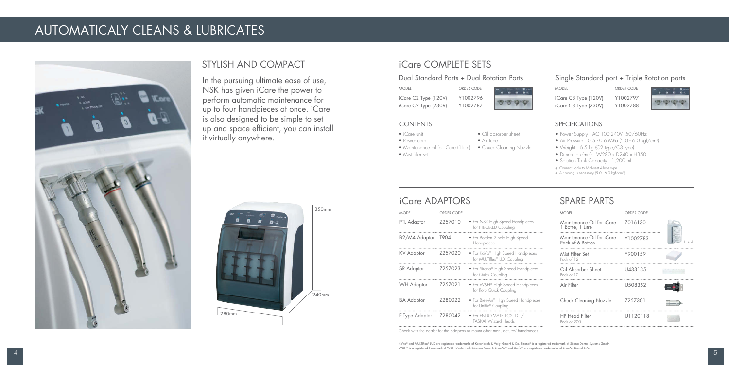# AUTOMATICALY CLEANS & LUBRICATES

## STYLISH AND COMPACT

In the pursuing ultimate ease of use, NSK has given iCare the power to perform automatic maintenance for up to four handpieces at once. iCare is also designed to be simple to set up and space efficient, you can install it virtually anywhere.

350mm

240mm

280mm

## iCare COMPLETE SETS

### Dual Standard Ports + Dual Rotation Ports

| MODEL | ORDER CODE |
| --- | --- |
| iCare C2 Type (120V) | Y1002796 |
| iCare C2 Type (230V) | Y1002787 |

### CONTENTS

- iCare unit
- Power cord
- Maintenance oil for iCare (1Litre)
- Mist filter set
- Oil absorber sheet
- Air tube
- Chuck Cleaning Nozzle

### Single Standard port + Triple Rotation ports

| MODEL | ORDER CODE |
| --- | --- |
| iCare C3 Type (120V) | Y1002797 |
| iCare C3 Type (230V) | Y1002788 |

### SPECIFICATIONS

- Power Supply : AC 100-240V 50/60Hz
- Air Pressure : 0.5 - 0.6 MPa (5.0 - 6.0 kgf/cm²)
- Weight : 6.5 kg (C2 type/C3 type)
- Dimension (mm) : W280 x D240 x H350
- Solution Tank Capacity : 1,200 mL

* Connects only to Midwest 4-hole type
* Air piping is necessary (5.0 - 6.0 kgf/cm²)

## iCare ADAPTORS

| MODEL | ORDER CODE | |
| --- | --- | --- |
| PTL Adaptor | Z257010 | • For NSK High Speed Handpieces for PTL-CL-LED Coupling |
| B2/M4 Adaptor | T904 | • For Borden 2 hole High Speed Handpieces |
| KV Adaptor | Z257020 | • For KaVo® High Speed Handpieces for MULTIflex® LUX Coupling |
| SR Adaptor | Z257023 | • For Sirona® High Speed Handpieces for Quick Coupling |
| WH Adaptor | Z257021 | • For W&H® High Speed Handpieces for Roto Quick Coupling |
| BA Adaptor | Z280022 | • For Bien-Air® High Speed Handpieces for Unifix® Coupling |
| F-Type Adaptor | Z280042 | • For ENDO-MATE TC2, DT / TASKAL Wizard Heads |

Check with the dealer for the adaptors to mount other manufacturers' handpieces.

## SPARE PARTS

| MODEL | ORDER CODE |
| --- | --- |
| Maintenance Oil for iCare 1 Bottle, 1 Litre | Z016130 |
| Maintenance Oil for iCare Pack of 6 Bottles | Y1002783 |
| Mist Filter Set Pack of 12 | Y900159 |
| Oil Absorber Sheet Pack of 10 | U433135 |
| Air Filter | U508352 |
| Chuck Cleaning Nozzle | Z257301 |
| HP Head Filter Pack of 200 | U1120118 |

KaVo® and MULTIflex® LUX are registered trademarks of Kaltenbach & Voigt GmbH & Co. Sirona® is a registered trademark of Sirona Dental Systems GmbH. W&H® is a registered trademark of W&H Dentalwerk Bürmoos GmbH. Bien-Air® and Unifix® are registered trademarks of Bien-Air Dental S.A.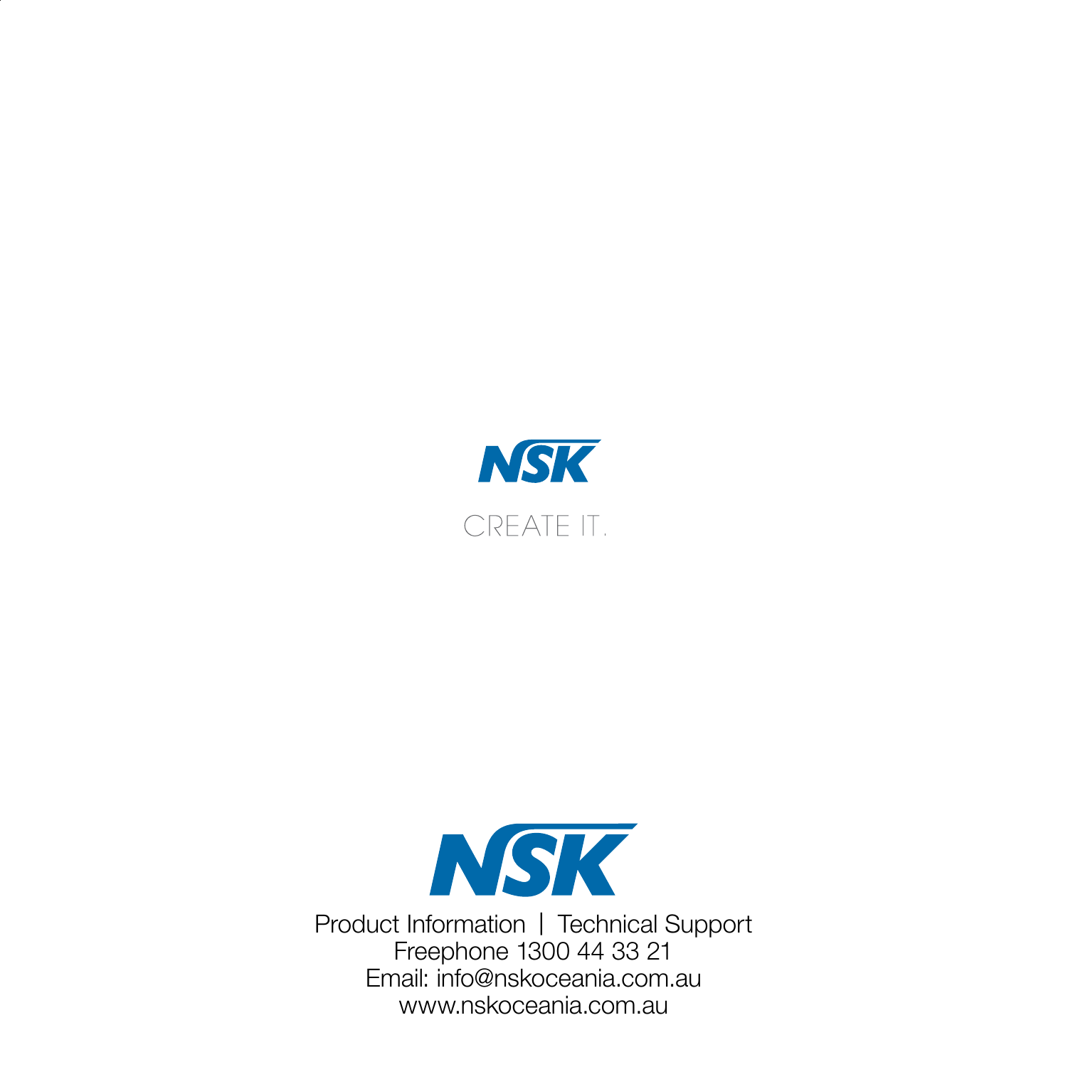NSK

CREATE IT.

NSK

Product Information | Technical Support
Freephone 1300 44 33 21
Email: info@nskoceania.com.au
www.nskoceania.com.au